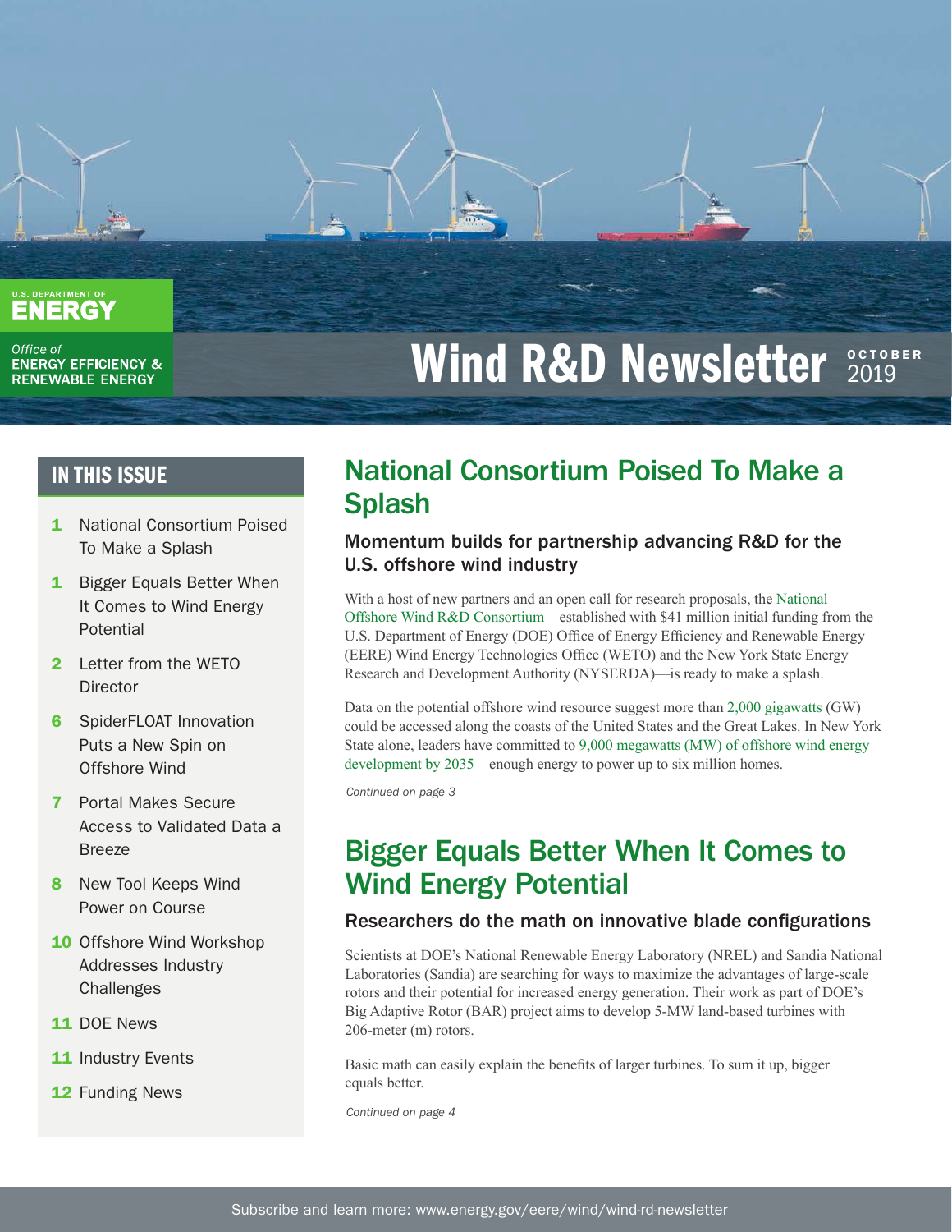U.S. DEPARTMENT OF ENERGY

Office of ENERGY EFFICIENCY & RENEWABLE ENERGY

# Wind R&D Newsletter OCTOBER 2019

## IN THIS ISSUE

- **1** National Consortium Poised To Make a Splash
- **1** Bigger Equals Better When It Comes to Wind Energy Potential
- **2** Letter from the WETO Director
- **6** SpiderFLOAT Innovation Puts a New Spin on Offshore Wind
- **7** Portal Makes Secure Access to Validated Data a Breeze
- **8** New Tool Keeps Wind Power on Course
- **10** Offshore Wind Workshop Addresses Industry Challenges
- **11** DOE News
- **11** Industry Events
- **12** Funding News

## National Consortium Poised To Make a Splash

### Momentum builds for partnership advancing R&D for the U.S. offshore wind industry

With a host of new partners and an open call for research proposals, the National Offshore Wind R&D Consortium—established with $41 million initial funding from the U.S. Department of Energy (DOE) Office of Energy Efficiency and Renewable Energy (EERE) Wind Energy Technologies Office (WETO) and the New York State Energy Research and Development Authority (NYSERDA)—is ready to make a splash.

Data on the potential offshore wind resource suggest more than 2,000 gigawatts (GW) could be accessed along the coasts of the United States and the Great Lakes. In New York State alone, leaders have committed to 9,000 megawatts (MW) of offshore wind energy development by 2035—enough energy to power up to six million homes.

*Continued on page 3*

## Bigger Equals Better When It Comes to Wind Energy Potential

### Researchers do the math on innovative blade configurations

Scientists at DOE's National Renewable Energy Laboratory (NREL) and Sandia National Laboratories (Sandia) are searching for ways to maximize the advantages of large-scale rotors and their potential for increased energy generation. Their work as part of DOE's Big Adaptive Rotor (BAR) project aims to develop 5-MW land-based turbines with 206-meter (m) rotors.

Basic math can easily explain the benefits of larger turbines. To sum it up, bigger equals better.

*Continued on page 4*

Subscribe and learn more: www.energy.gov/eere/wind/wind-rd-newsletter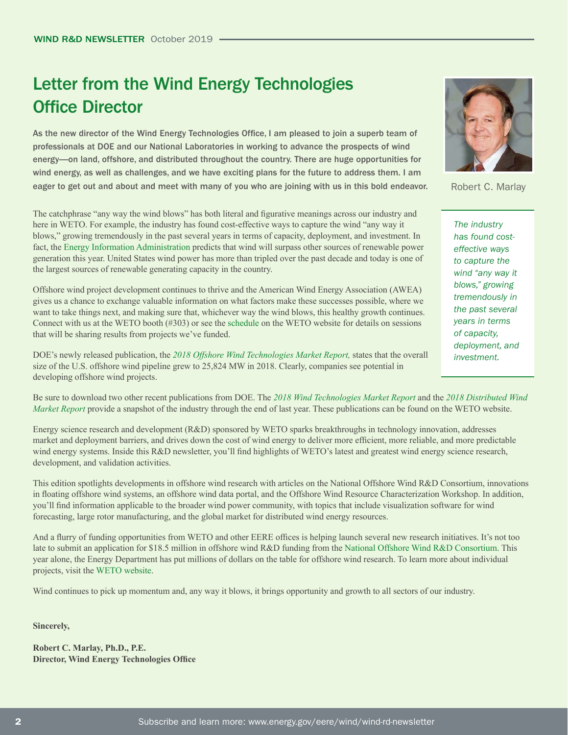# Letter from the Wind Energy Technologies Office Director

**As the new director of the Wind Energy Technologies Office, I am pleased to join a superb team of professionals at DOE and our National Laboratories in working to advance the prospects of wind energy—on land, offshore, and distributed throughout the country. There are huge opportunities for wind energy, as well as challenges, and we have exciting plans for the future to address them. I am eager to get out and about and meet with many of you who are joining with us in this bold endeavor.**

Robert C. Marlay

The catchphrase "any way the wind blows" has both literal and figurative meanings across our industry and here in WETO. For example, the industry has found cost-effective ways to capture the wind "any way it blows," growing tremendously in the past several years in terms of capacity, deployment, and investment. In fact, the Energy Information Administration predicts that wind will surpass other sources of renewable power generation this year. United States wind power has more than tripled over the past decade and today is one of the largest sources of renewable generating capacity in the country.

*The industry has found cost-effective ways to capture the wind "any way it blows," growing tremendously in the past several years in terms of capacity, deployment, and investment.*

Offshore wind project development continues to thrive and the American Wind Energy Association (AWEA) gives us a chance to exchange valuable information on what factors make these successes possible, where we want to take things next, and making sure that, whichever way the wind blows, this healthy growth continues. Connect with us at the WETO booth (#303) or see the schedule on the WETO website for details on sessions that will be sharing results from projects we've funded.

DOE's newly released publication, the *2018 Offshore Wind Technologies Market Report,* states that the overall size of the U.S. offshore wind pipeline grew to 25,824 MW in 2018. Clearly, companies see potential in developing offshore wind projects.

Be sure to download two other recent publications from DOE. The *2018 Wind Technologies Market Report* and the *2018 Distributed Wind Market Report* provide a snapshot of the industry through the end of last year. These publications can be found on the WETO website.

Energy science research and development (R&D) sponsored by WETO sparks breakthroughs in technology innovation, addresses market and deployment barriers, and drives down the cost of wind energy to deliver more efficient, more reliable, and more predictable wind energy systems. Inside this R&D newsletter, you'll find highlights of WETO's latest and greatest wind energy science research, development, and validation activities.

This edition spotlights developments in offshore wind research with articles on the National Offshore Wind R&D Consortium, innovations in floating offshore wind systems, an offshore wind data portal, and the Offshore Wind Resource Characterization Workshop. In addition, you'll find information applicable to the broader wind power community, with topics that include visualization software for wind forecasting, large rotor manufacturing, and the global market for distributed wind energy resources.

And a flurry of funding opportunities from WETO and other EERE offices is helping launch several new research initiatives. It's not too late to submit an application for $18.5 million in offshore wind R&D funding from the National Offshore Wind R&D Consortium. This year alone, the Energy Department has put millions of dollars on the table for offshore wind research. To learn more about individual projects, visit the WETO website.

Wind continues to pick up momentum and, any way it blows, it brings opportunity and growth to all sectors of our industry.

**Sincerely,**

**Robert C. Marlay, Ph.D., P.E.**
**Director, Wind Energy Technologies Office**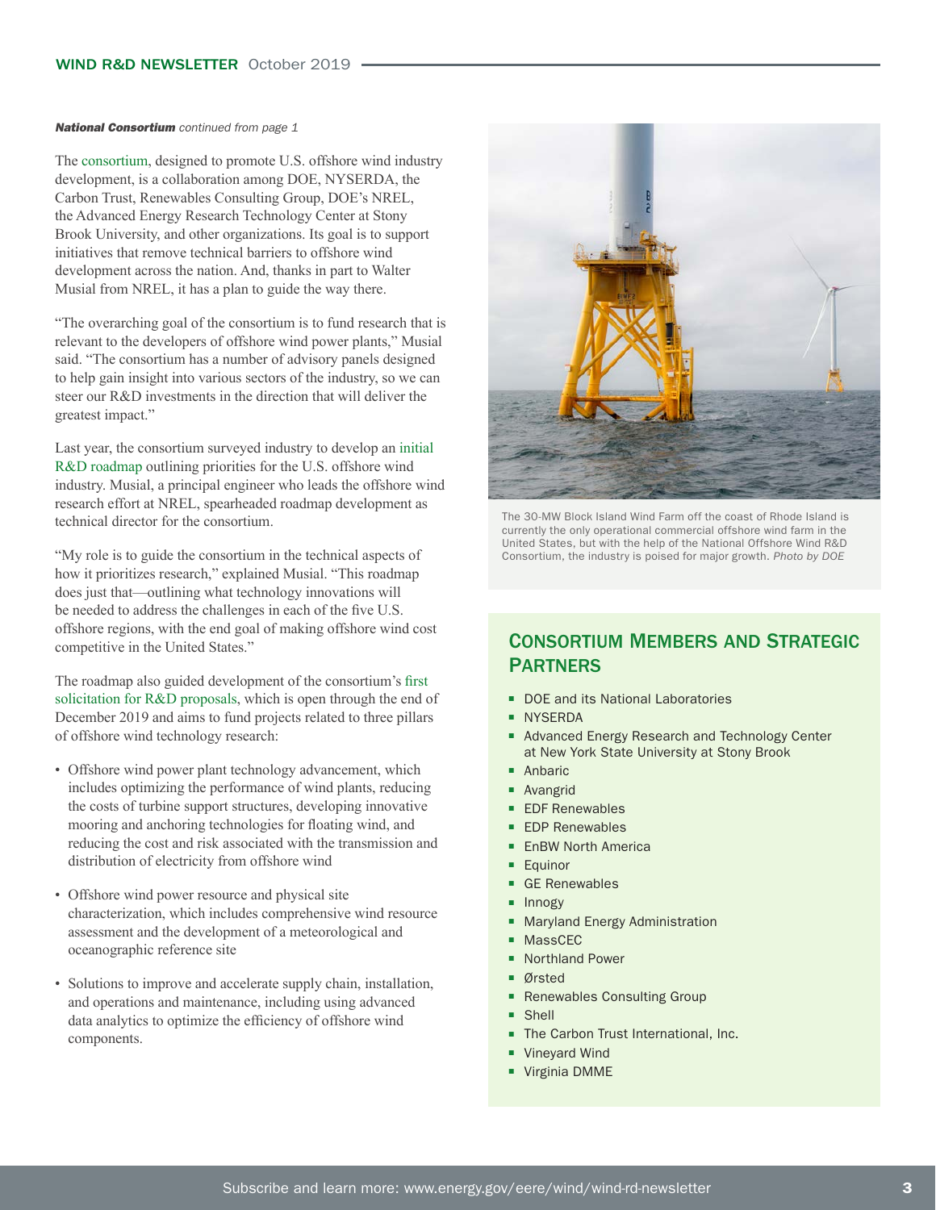***National Consortium** continued from page 1*

The consortium, designed to promote U.S. offshore wind industry development, is a collaboration among DOE, NYSERDA, the Carbon Trust, Renewables Consulting Group, DOE's NREL, the Advanced Energy Research Technology Center at Stony Brook University, and other organizations. Its goal is to support initiatives that remove technical barriers to offshore wind development across the nation. And, thanks in part to Walter Musial from NREL, it has a plan to guide the way there.

"The overarching goal of the consortium is to fund research that is relevant to the developers of offshore wind power plants," Musial said. "The consortium has a number of advisory panels designed to help gain insight into various sectors of the industry, so we can steer our R&D investments in the direction that will deliver the greatest impact."

Last year, the consortium surveyed industry to develop an initial R&D roadmap outlining priorities for the U.S. offshore wind industry. Musial, a principal engineer who leads the offshore wind research effort at NREL, spearheaded roadmap development as technical director for the consortium.

"My role is to guide the consortium in the technical aspects of how it prioritizes research," explained Musial. "This roadmap does just that—outlining what technology innovations will be needed to address the challenges in each of the five U.S. offshore regions, with the end goal of making offshore wind cost competitive in the United States."

The roadmap also guided development of the consortium's first solicitation for R&D proposals, which is open through the end of December 2019 and aims to fund projects related to three pillars of offshore wind technology research:

- Offshore wind power plant technology advancement, which includes optimizing the performance of wind plants, reducing the costs of turbine support structures, developing innovative mooring and anchoring technologies for floating wind, and reducing the cost and risk associated with the transmission and distribution of electricity from offshore wind
- Offshore wind power resource and physical site characterization, which includes comprehensive wind resource assessment and the development of a meteorological and oceanographic reference site
- Solutions to improve and accelerate supply chain, installation, and operations and maintenance, including using advanced data analytics to optimize the efficiency of offshore wind components.

The 30-MW Block Island Wind Farm off the coast of Rhode Island is currently the only operational commercial offshore wind farm in the United States, but with the help of the National Offshore Wind R&D Consortium, the industry is poised for major growth. *Photo by DOE*

## Consortium Members and Strategic Partners

- DOE and its National Laboratories
- NYSERDA
- Advanced Energy Research and Technology Center at New York State University at Stony Brook
- Anbaric
- Avangrid
- EDF Renewables
- EDP Renewables
- EnBW North America
- Equinor
- GE Renewables
- Innogy
- Maryland Energy Administration
- MassCEC
- Northland Power
- Ørsted
- Renewables Consulting Group
- Shell
- The Carbon Trust International, Inc.
- Vineyard Wind
- Virginia DMME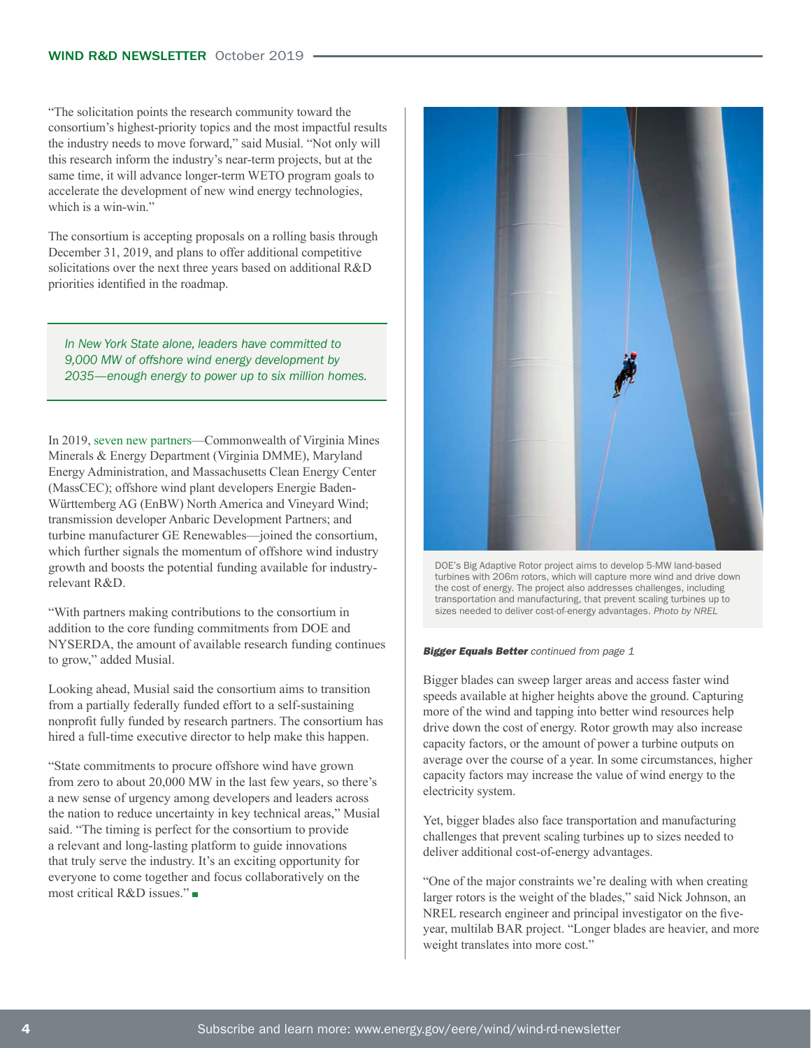"The solicitation points the research community toward the consortium's highest-priority topics and the most impactful results the industry needs to move forward," said Musial. "Not only will this research inform the industry's near-term projects, but at the same time, it will advance longer-term WETO program goals to accelerate the development of new wind energy technologies, which is a win-win."

The consortium is accepting proposals on a rolling basis through December 31, 2019, and plans to offer additional competitive solicitations over the next three years based on additional R&D priorities identified in the roadmap.

> *In New York State alone, leaders have committed to 9,000 MW of offshore wind energy development by 2035—enough energy to power up to six million homes.*

In 2019, seven new partners—Commonwealth of Virginia Mines Minerals & Energy Department (Virginia DMME), Maryland Energy Administration, and Massachusetts Clean Energy Center (MassCEC); offshore wind plant developers Energie Baden-Württemberg AG (EnBW) North America and Vineyard Wind; transmission developer Anbaric Development Partners; and turbine manufacturer GE Renewables—joined the consortium, which further signals the momentum of offshore wind industry growth and boosts the potential funding available for industry-relevant R&D.

"With partners making contributions to the consortium in addition to the core funding commitments from DOE and NYSERDA, the amount of available research funding continues to grow," added Musial.

Looking ahead, Musial said the consortium aims to transition from a partially federally funded effort to a self-sustaining nonprofit fully funded by research partners. The consortium has hired a full-time executive director to help make this happen.

"State commitments to procure offshore wind have grown from zero to about 20,000 MW in the last few years, so there's a new sense of urgency among developers and leaders across the nation to reduce uncertainty in key technical areas," Musial said. "The timing is perfect for the consortium to provide a relevant and long-lasting platform to guide innovations that truly serve the industry. It's an exciting opportunity for everyone to come together and focus collaboratively on the most critical R&D issues." ■

DOE's Big Adaptive Rotor project aims to develop 5-MW land-based turbines with 206m rotors, which will capture more wind and drive down the cost of energy. The project also addresses challenges, including transportation and manufacturing, that prevent scaling turbines up to sizes needed to deliver cost-of-energy advantages. *Photo by NREL*

***Bigger Equals Better*** *continued from page 1*

Bigger blades can sweep larger areas and access faster wind speeds available at higher heights above the ground. Capturing more of the wind and tapping into better wind resources help drive down the cost of energy. Rotor growth may also increase capacity factors, or the amount of power a turbine outputs on average over the course of a year. In some circumstances, higher capacity factors may increase the value of wind energy to the electricity system.

Yet, bigger blades also face transportation and manufacturing challenges that prevent scaling turbines up to sizes needed to deliver additional cost-of-energy advantages.

"One of the major constraints we're dealing with when creating larger rotors is the weight of the blades," said Nick Johnson, an NREL research engineer and principal investigator on the five-year, multilab BAR project. "Longer blades are heavier, and more weight translates into more cost."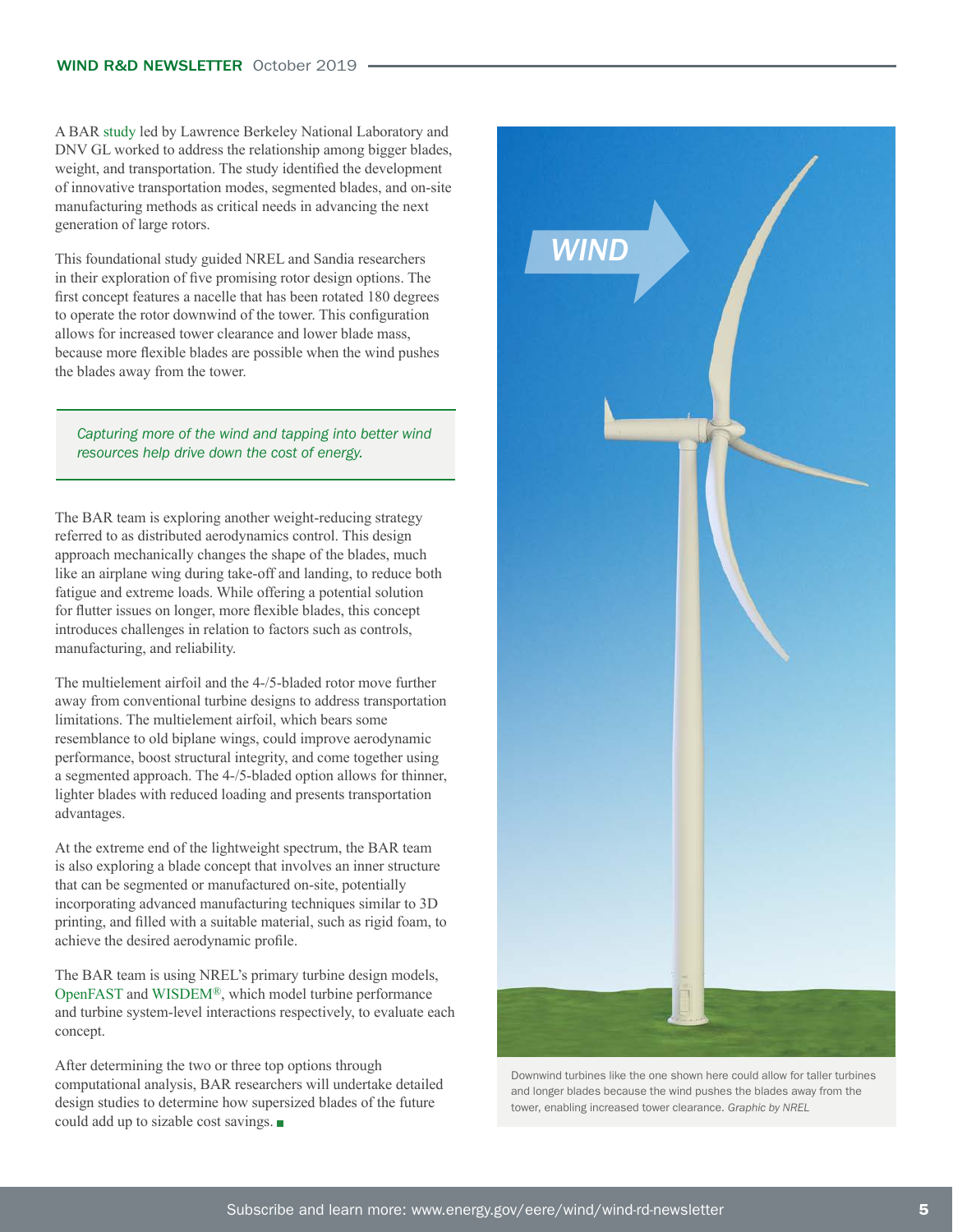A BAR study led by Lawrence Berkeley National Laboratory and DNV GL worked to address the relationship among bigger blades, weight, and transportation. The study identified the development of innovative transportation modes, segmented blades, and on-site manufacturing methods as critical needs in advancing the next generation of large rotors.

This foundational study guided NREL and Sandia researchers in their exploration of five promising rotor design options. The first concept features a nacelle that has been rotated 180 degrees to operate the rotor downwind of the tower. This configuration allows for increased tower clearance and lower blade mass, because more flexible blades are possible when the wind pushes the blades away from the tower.

> *Capturing more of the wind and tapping into better wind resources help drive down the cost of energy.*

The BAR team is exploring another weight-reducing strategy referred to as distributed aerodynamics control. This design approach mechanically changes the shape of the blades, much like an airplane wing during take-off and landing, to reduce both fatigue and extreme loads. While offering a potential solution for flutter issues on longer, more flexible blades, this concept introduces challenges in relation to factors such as controls, manufacturing, and reliability.

The multielement airfoil and the 4-/5-bladed rotor move further away from conventional turbine designs to address transportation limitations. The multielement airfoil, which bears some resemblance to old biplane wings, could improve aerodynamic performance, boost structural integrity, and come together using a segmented approach. The 4-/5-bladed option allows for thinner, lighter blades with reduced loading and presents transportation advantages.

At the extreme end of the lightweight spectrum, the BAR team is also exploring a blade concept that involves an inner structure that can be segmented or manufactured on-site, potentially incorporating advanced manufacturing techniques similar to 3D printing, and filled with a suitable material, such as rigid foam, to achieve the desired aerodynamic profile.

The BAR team is using NREL's primary turbine design models, OpenFAST and WISDEM®, which model turbine performance and turbine system-level interactions respectively, to evaluate each concept.

After determining the two or three top options through computational analysis, BAR researchers will undertake detailed design studies to determine how supersized blades of the future could add up to sizable cost savings.

Downwind turbines like the one shown here could allow for taller turbines and longer blades because the wind pushes the blades away from the tower, enabling increased tower clearance. *Graphic by NREL*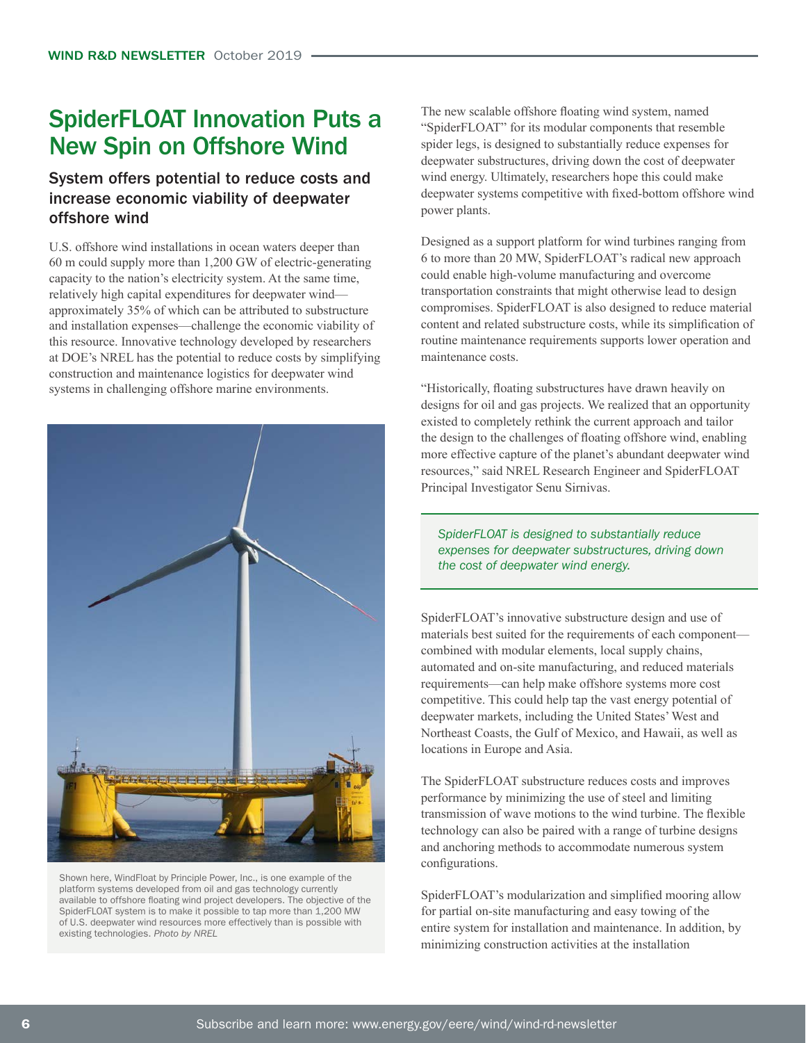# SpiderFLOAT Innovation Puts a New Spin on Offshore Wind

### System offers potential to reduce costs and increase economic viability of deepwater offshore wind

U.S. offshore wind installations in ocean waters deeper than 60 m could supply more than 1,200 GW of electric-generating capacity to the nation's electricity system. At the same time, relatively high capital expenditures for deepwater wind—approximately 35% of which can be attributed to substructure and installation expenses—challenge the economic viability of this resource. Innovative technology developed by researchers at DOE's NREL has the potential to reduce costs by simplifying construction and maintenance logistics for deepwater wind systems in challenging offshore marine environments.

Shown here, WindFloat by Principle Power, Inc., is one example of the platform systems developed from oil and gas technology currently available to offshore floating wind project developers. The objective of the SpiderFLOAT system is to make it possible to tap more than 1,200 MW of U.S. deepwater wind resources more effectively than is possible with existing technologies. *Photo by NREL*

The new scalable offshore floating wind system, named "SpiderFLOAT" for its modular components that resemble spider legs, is designed to substantially reduce expenses for deepwater substructures, driving down the cost of deepwater wind energy. Ultimately, researchers hope this could make deepwater systems competitive with fixed-bottom offshore wind power plants.

Designed as a support platform for wind turbines ranging from 6 to more than 20 MW, SpiderFLOAT's radical new approach could enable high-volume manufacturing and overcome transportation constraints that might otherwise lead to design compromises. SpiderFLOAT is also designed to reduce material content and related substructure costs, while its simplification of routine maintenance requirements supports lower operation and maintenance costs.

"Historically, floating substructures have drawn heavily on designs for oil and gas projects. We realized that an opportunity existed to completely rethink the current approach and tailor the design to the challenges of floating offshore wind, enabling more effective capture of the planet's abundant deepwater wind resources," said NREL Research Engineer and SpiderFLOAT Principal Investigator Senu Sirnivas.

*SpiderFLOAT is designed to substantially reduce expenses for deepwater substructures, driving down the cost of deepwater wind energy.*

SpiderFLOAT's innovative substructure design and use of materials best suited for the requirements of each component—combined with modular elements, local supply chains, automated and on-site manufacturing, and reduced materials requirements—can help make offshore systems more cost competitive. This could help tap the vast energy potential of deepwater markets, including the United States' West and Northeast Coasts, the Gulf of Mexico, and Hawaii, as well as locations in Europe and Asia.

The SpiderFLOAT substructure reduces costs and improves performance by minimizing the use of steel and limiting transmission of wave motions to the wind turbine. The flexible technology can also be paired with a range of turbine designs and anchoring methods to accommodate numerous system configurations.

SpiderFLOAT's modularization and simplified mooring allow for partial on-site manufacturing and easy towing of the entire system for installation and maintenance. In addition, by minimizing construction activities at the installation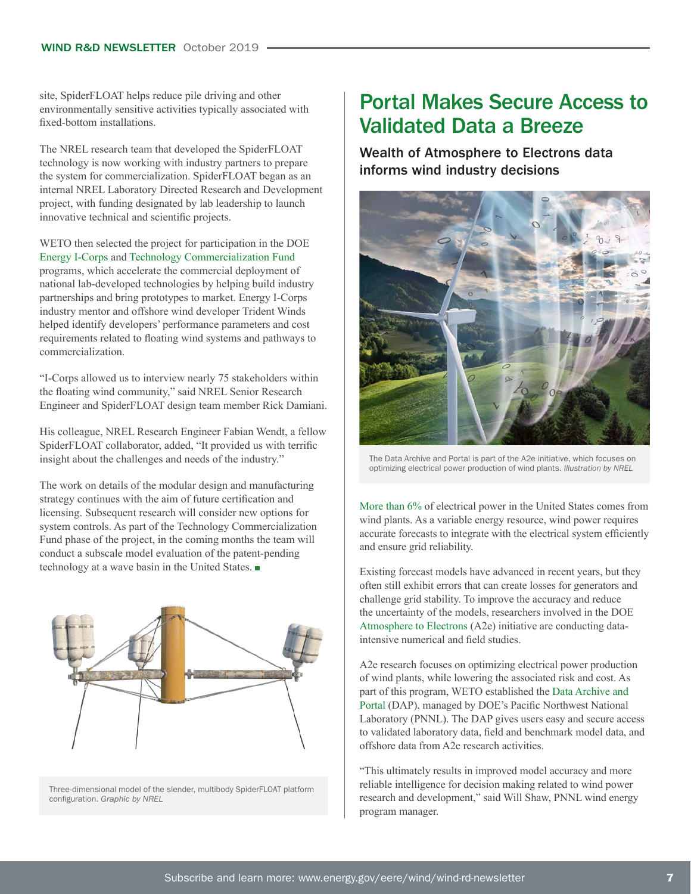site, SpiderFLOAT helps reduce pile driving and other environmentally sensitive activities typically associated with fixed-bottom installations.

The NREL research team that developed the SpiderFLOAT technology is now working with industry partners to prepare the system for commercialization. SpiderFLOAT began as an internal NREL Laboratory Directed Research and Development project, with funding designated by lab leadership to launch innovative technical and scientific projects.

WETO then selected the project for participation in the DOE Energy I-Corps and Technology Commercialization Fund programs, which accelerate the commercial deployment of national lab-developed technologies by helping build industry partnerships and bring prototypes to market. Energy I-Corps industry mentor and offshore wind developer Trident Winds helped identify developers' performance parameters and cost requirements related to floating wind systems and pathways to commercialization.

"I-Corps allowed us to interview nearly 75 stakeholders within the floating wind community," said NREL Senior Research Engineer and SpiderFLOAT design team member Rick Damiani.

His colleague, NREL Research Engineer Fabian Wendt, a fellow SpiderFLOAT collaborator, added, "It provided us with terrific insight about the challenges and needs of the industry."

The work on details of the modular design and manufacturing strategy continues with the aim of future certification and licensing. Subsequent research will consider new options for system controls. As part of the Technology Commercialization Fund phase of the project, in the coming months the team will conduct a subscale model evaluation of the patent-pending technology at a wave basin in the United States. ■

Three-dimensional model of the slender, multibody SpiderFLOAT platform configuration. *Graphic by NREL*

# Portal Makes Secure Access to Validated Data a Breeze

## Wealth of Atmosphere to Electrons data informs wind industry decisions

The Data Archive and Portal is part of the A2e initiative, which focuses on optimizing electrical power production of wind plants. *Illustration by NREL*

More than 6% of electrical power in the United States comes from wind plants. As a variable energy resource, wind power requires accurate forecasts to integrate with the electrical system efficiently and ensure grid reliability.

Existing forecast models have advanced in recent years, but they often still exhibit errors that can create losses for generators and challenge grid stability. To improve the accuracy and reduce the uncertainty of the models, researchers involved in the DOE Atmosphere to Electrons (A2e) initiative are conducting data-intensive numerical and field studies.

A2e research focuses on optimizing electrical power production of wind plants, while lowering the associated risk and cost. As part of this program, WETO established the Data Archive and Portal (DAP), managed by DOE's Pacific Northwest National Laboratory (PNNL). The DAP gives users easy and secure access to validated laboratory data, field and benchmark model data, and offshore data from A2e research activities.

"This ultimately results in improved model accuracy and more reliable intelligence for decision making related to wind power research and development," said Will Shaw, PNNL wind energy program manager.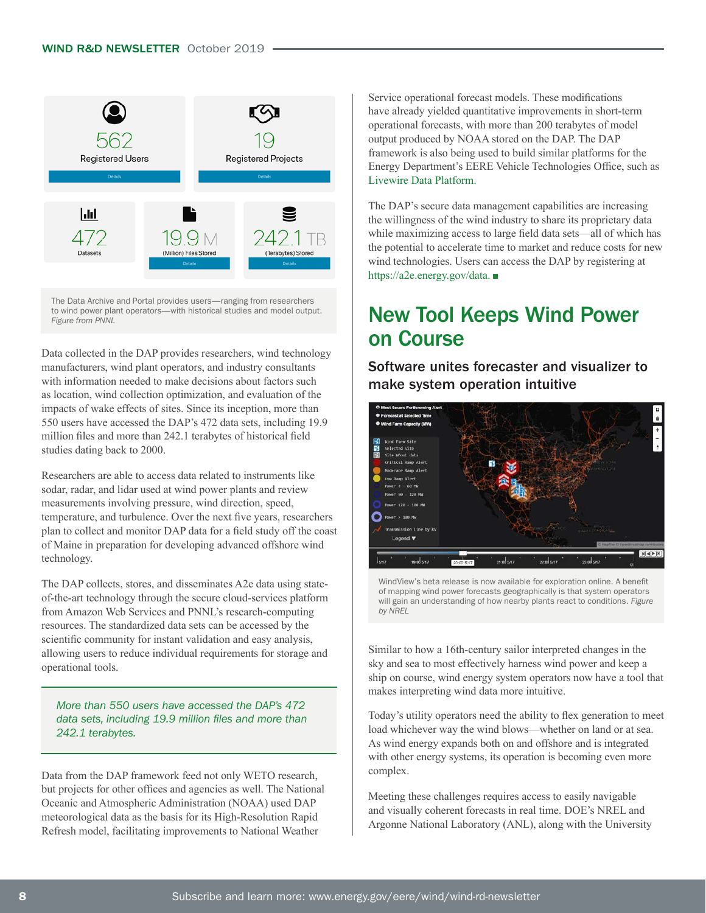562
Registered Users

19
Registered Projects

472
Datasets

19.9 M
(Million) Files Stored

242.1 TB
(Terabytes) Stored

The Data Archive and Portal provides users—ranging from researchers to wind power plant operators—with historical studies and model output. *Figure from PNNL*

Data collected in the DAP provides researchers, wind technology manufacturers, wind plant operators, and industry consultants with information needed to make decisions about factors such as location, wind collection optimization, and evaluation of the impacts of wake effects of sites. Since its inception, more than 550 users have accessed the DAP's 472 data sets, including 19.9 million files and more than 242.1 terabytes of historical field studies dating back to 2000.

Researchers are able to access data related to instruments like sodar, radar, and lidar used at wind power plants and review measurements involving pressure, wind direction, speed, temperature, and turbulence. Over the next five years, researchers plan to collect and monitor DAP data for a field study off the coast of Maine in preparation for developing advanced offshore wind technology.

The DAP collects, stores, and disseminates A2e data using state-of-the-art technology through the secure cloud-services platform from Amazon Web Services and PNNL's research-computing resources. The standardized data sets can be accessed by the scientific community for instant validation and easy analysis, allowing users to reduce individual requirements for storage and operational tools.

> *More than 550 users have accessed the DAP's 472 data sets, including 19.9 million files and more than 242.1 terabytes.*

Data from the DAP framework feed not only WETO research, but projects for other offices and agencies as well. The National Oceanic and Atmospheric Administration (NOAA) used DAP meteorological data as the basis for its High-Resolution Rapid Refresh model, facilitating improvements to National Weather Service operational forecast models. These modifications have already yielded quantitative improvements in short-term operational forecasts, with more than 200 terabytes of model output produced by NOAA stored on the DAP. The DAP framework is also being used to build similar platforms for the Energy Department's EERE Vehicle Technologies Office, such as Livewire Data Platform.

The DAP's secure data management capabilities are increasing the willingness of the wind industry to share its proprietary data while maximizing access to large field data sets—all of which has the potential to accelerate time to market and reduce costs for new wind technologies. Users can access the DAP by registering at https://a2e.energy.gov/data. ■

# New Tool Keeps Wind Power on Course

## Software unites forecaster and visualizer to make system operation intuitive

WindView's beta release is now available for exploration online. A benefit of mapping wind power forecasts geographically is that system operators will gain an understanding of how nearby plants react to conditions. *Figure by NREL*

Similar to how a 16th-century sailor interpreted changes in the sky and sea to most effectively harness wind power and keep a ship on course, wind energy system operators now have a tool that makes interpreting wind data more intuitive.

Today's utility operators need the ability to flex generation to meet load whichever way the wind blows—whether on land or at sea. As wind energy expands both on and offshore and is integrated with other energy systems, its operation is becoming even more complex.

Meeting these challenges requires access to easily navigable and visually coherent forecasts in real time. DOE's NREL and Argonne National Laboratory (ANL), along with the University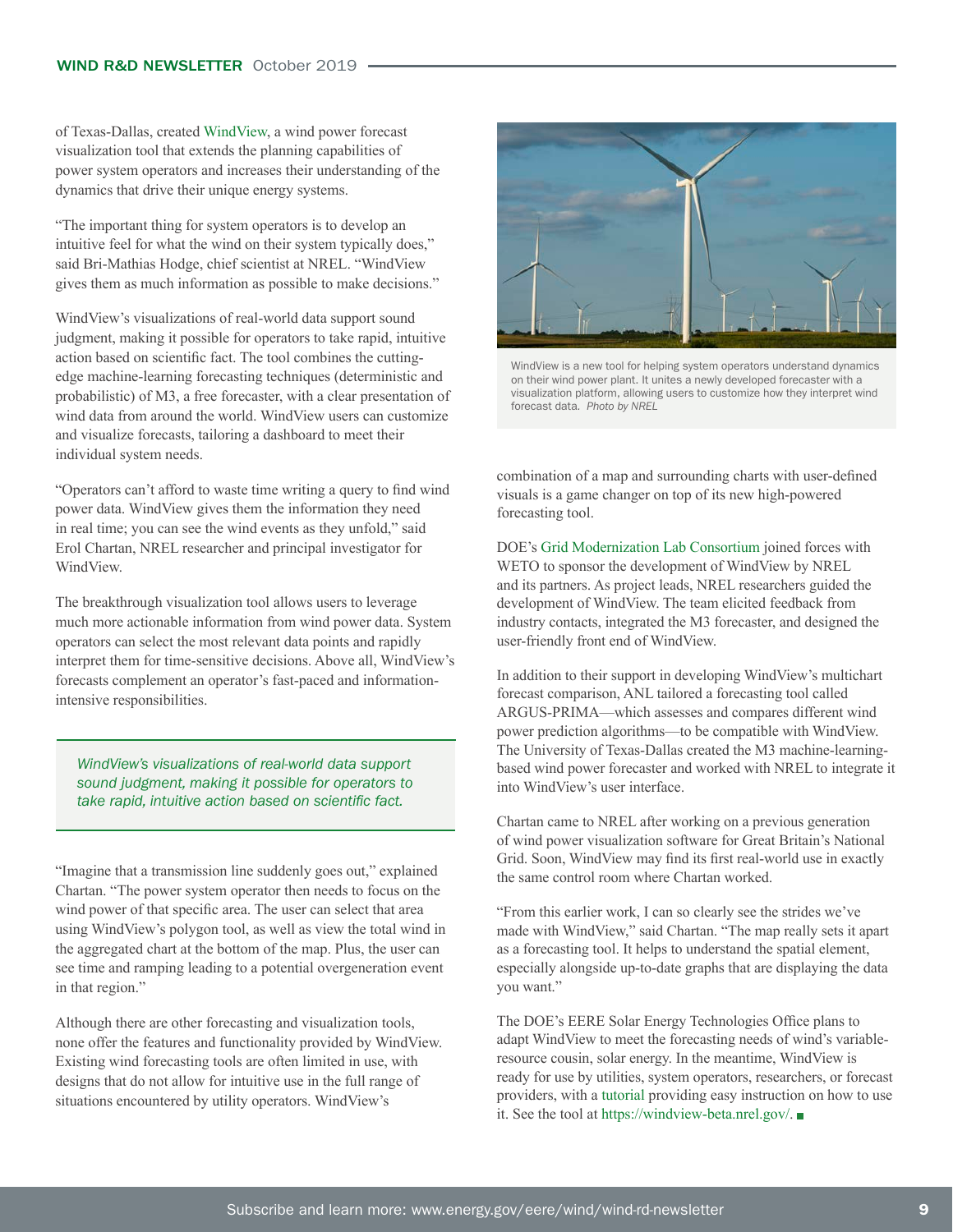of Texas-Dallas, created WindView, a wind power forecast visualization tool that extends the planning capabilities of power system operators and increases their understanding of the dynamics that drive their unique energy systems.

"The important thing for system operators is to develop an intuitive feel for what the wind on their system typically does," said Bri-Mathias Hodge, chief scientist at NREL. "WindView gives them as much information as possible to make decisions."

WindView's visualizations of real-world data support sound judgment, making it possible for operators to take rapid, intuitive action based on scientific fact. The tool combines the cutting-edge machine-learning forecasting techniques (deterministic and probabilistic) of M3, a free forecaster, with a clear presentation of wind data from around the world. WindView users can customize and visualize forecasts, tailoring a dashboard to meet their individual system needs.

"Operators can't afford to waste time writing a query to find wind power data. WindView gives them the information they need in real time; you can see the wind events as they unfold," said Erol Chartan, NREL researcher and principal investigator for WindView.

The breakthrough visualization tool allows users to leverage much more actionable information from wind power data. System operators can select the most relevant data points and rapidly interpret them for time-sensitive decisions. Above all, WindView's forecasts complement an operator's fast-paced and information-intensive responsibilities.

*WindView's visualizations of real-world data support sound judgment, making it possible for operators to take rapid, intuitive action based on scientific fact.*

"Imagine that a transmission line suddenly goes out," explained Chartan. "The power system operator then needs to focus on the wind power of that specific area. The user can select that area using WindView's polygon tool, as well as view the total wind in the aggregated chart at the bottom of the map. Plus, the user can see time and ramping leading to a potential overgeneration event in that region."

Although there are other forecasting and visualization tools, none offer the features and functionality provided by WindView. Existing wind forecasting tools are often limited in use, with designs that do not allow for intuitive use in the full range of situations encountered by utility operators. WindView's combination of a map and surrounding charts with user-defined visuals is a game changer on top of its new high-powered forecasting tool.

WindView is a new tool for helping system operators understand dynamics on their wind power plant. It unites a newly developed forecaster with a visualization platform, allowing users to customize how they interpret wind forecast data. *Photo by NREL*

DOE's Grid Modernization Lab Consortium joined forces with WETO to sponsor the development of WindView by NREL and its partners. As project leads, NREL researchers guided the development of WindView. The team elicited feedback from industry contacts, integrated the M3 forecaster, and designed the user-friendly front end of WindView.

In addition to their support in developing WindView's multichart forecast comparison, ANL tailored a forecasting tool called ARGUS-PRIMA—which assesses and compares different wind power prediction algorithms—to be compatible with WindView. The University of Texas-Dallas created the M3 machine-learning-based wind power forecaster and worked with NREL to integrate it into WindView's user interface.

Chartan came to NREL after working on a previous generation of wind power visualization software for Great Britain's National Grid. Soon, WindView may find its first real-world use in exactly the same control room where Chartan worked.

"From this earlier work, I can so clearly see the strides we've made with WindView," said Chartan. "The map really sets it apart as a forecasting tool. It helps to understand the spatial element, especially alongside up-to-date graphs that are displaying the data you want."

The DOE's EERE Solar Energy Technologies Office plans to adapt WindView to meet the forecasting needs of wind's variable-resource cousin, solar energy. In the meantime, WindView is ready for use by utilities, system operators, researchers, or forecast providers, with a tutorial providing easy instruction on how to use it. See the tool at https://windview-beta.nrel.gov/.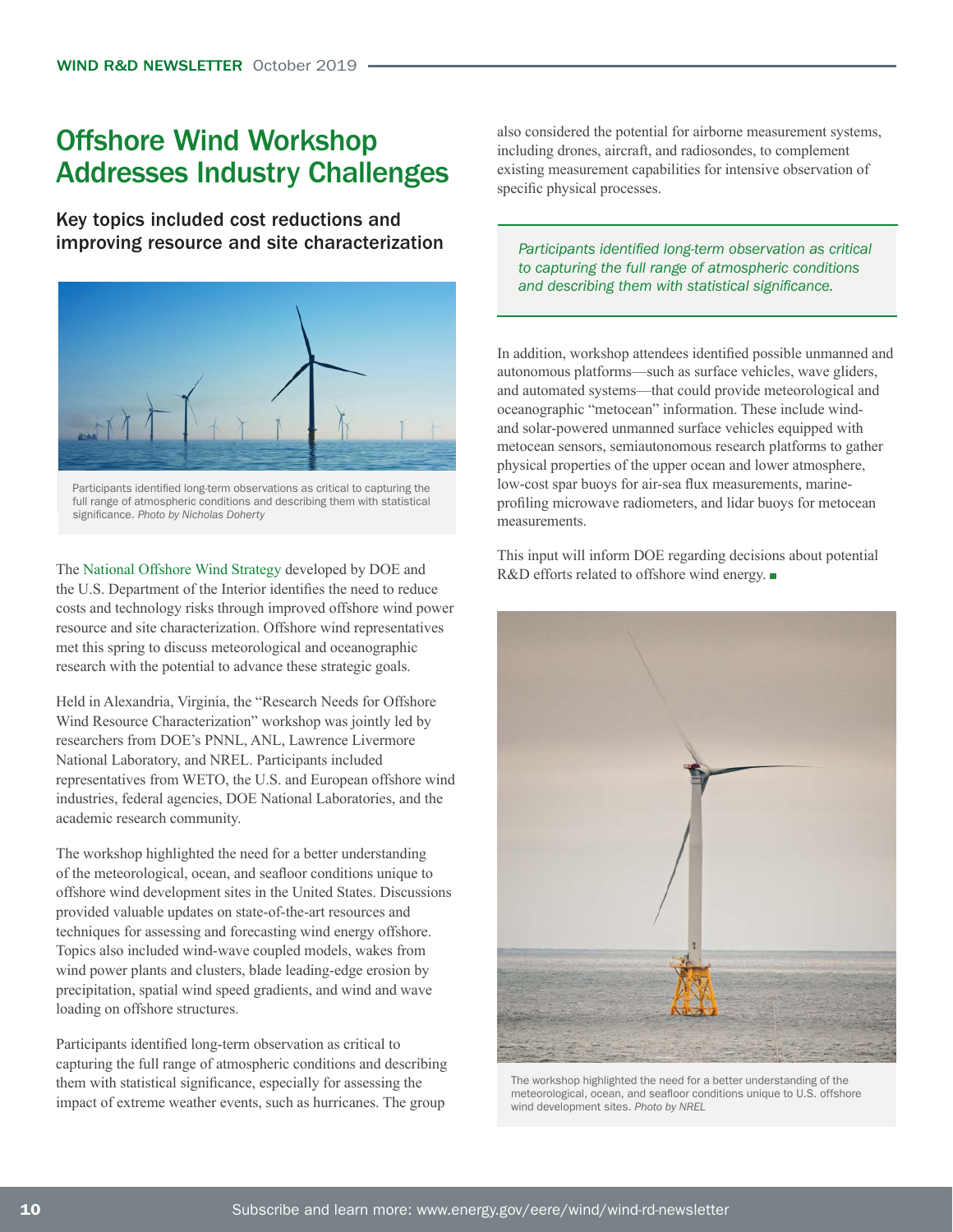# Offshore Wind Workshop Addresses Industry Challenges

## Key topics included cost reductions and improving resource and site characterization

Participants identified long-term observations as critical to capturing the full range of atmospheric conditions and describing them with statistical significance. *Photo by Nicholas Doherty*

The National Offshore Wind Strategy developed by DOE and the U.S. Department of the Interior identifies the need to reduce costs and technology risks through improved offshore wind power resource and site characterization. Offshore wind representatives met this spring to discuss meteorological and oceanographic research with the potential to advance these strategic goals.

Held in Alexandria, Virginia, the "Research Needs for Offshore Wind Resource Characterization" workshop was jointly led by researchers from DOE's PNNL, ANL, Lawrence Livermore National Laboratory, and NREL. Participants included representatives from WETO, the U.S. and European offshore wind industries, federal agencies, DOE National Laboratories, and the academic research community.

The workshop highlighted the need for a better understanding of the meteorological, ocean, and seafloor conditions unique to offshore wind development sites in the United States. Discussions provided valuable updates on state-of-the-art resources and techniques for assessing and forecasting wind energy offshore. Topics also included wind-wave coupled models, wakes from wind power plants and clusters, blade leading-edge erosion by precipitation, spatial wind speed gradients, and wind and wave loading on offshore structures.

Participants identified long-term observation as critical to capturing the full range of atmospheric conditions and describing them with statistical significance, especially for assessing the impact of extreme weather events, such as hurricanes. The group also considered the potential for airborne measurement systems, including drones, aircraft, and radiosondes, to complement existing measurement capabilities for intensive observation of specific physical processes.

*Participants identified long-term observation as critical to capturing the full range of atmospheric conditions and describing them with statistical significance.*

In addition, workshop attendees identified possible unmanned and autonomous platforms—such as surface vehicles, wave gliders, and automated systems—that could provide meteorological and oceanographic "metocean" information. These include wind- and solar-powered unmanned surface vehicles equipped with metocean sensors, semiautonomous research platforms to gather physical properties of the upper ocean and lower atmosphere, low-cost spar buoys for air-sea flux measurements, marine-profiling microwave radiometers, and lidar buoys for metocean measurements.

This input will inform DOE regarding decisions about potential R&D efforts related to offshore wind energy. ■

The workshop highlighted the need for a better understanding of the meteorological, ocean, and seafloor conditions unique to U.S. offshore wind development sites. *Photo by NREL*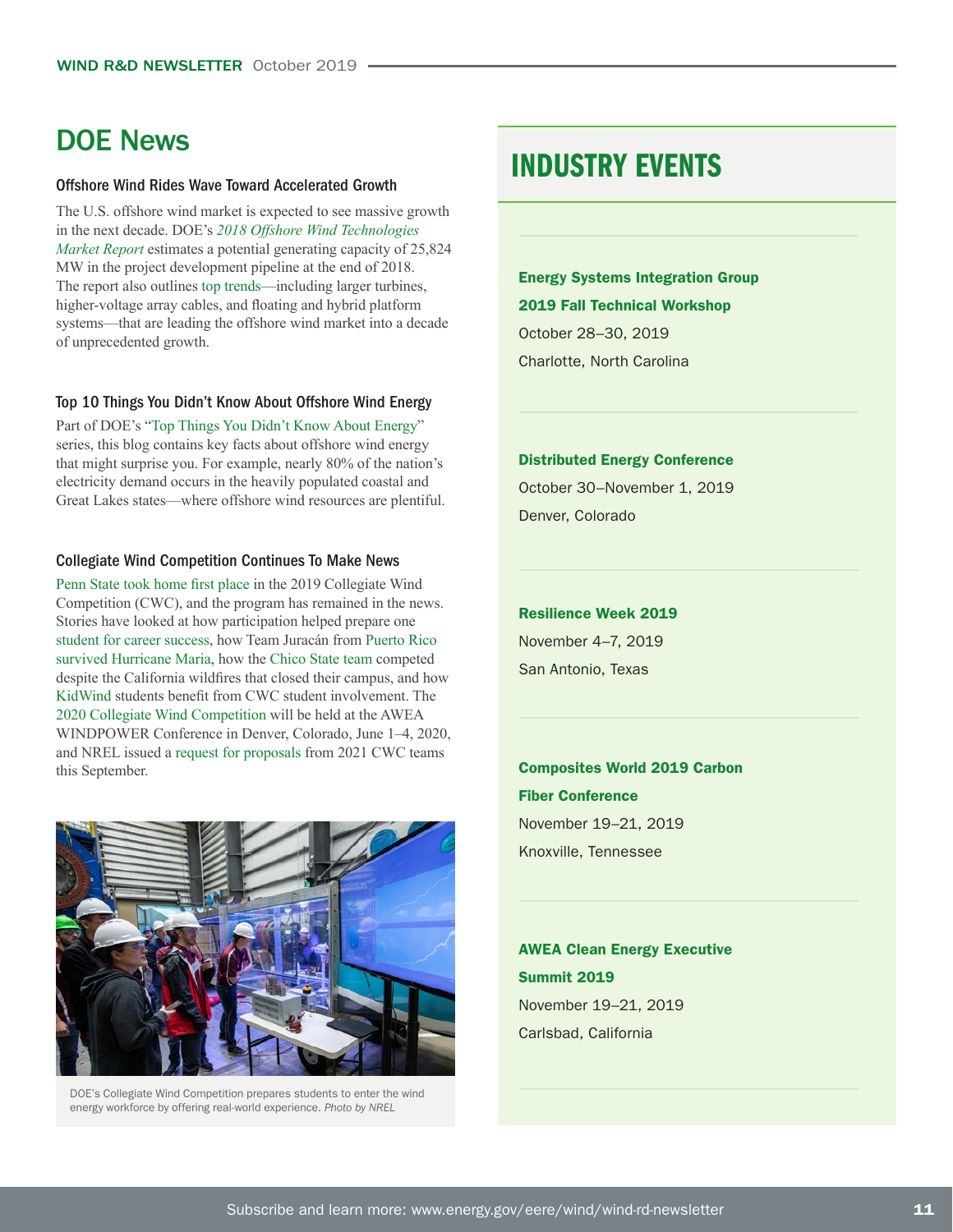## DOE News

### Offshore Wind Rides Wave Toward Accelerated Growth

The U.S. offshore wind market is expected to see massive growth in the next decade. DOE's *2018 Offshore Wind Technologies Market Report* estimates a potential generating capacity of 25,824 MW in the project development pipeline at the end of 2018. The report also outlines top trends—including larger turbines, higher-voltage array cables, and floating and hybrid platform systems—that are leading the offshore wind market into a decade of unprecedented growth.

### Top 10 Things You Didn't Know About Offshore Wind Energy

Part of DOE's "Top Things You Didn't Know About Energy" series, this blog contains key facts about offshore wind energy that might surprise you. For example, nearly 80% of the nation's electricity demand occurs in the heavily populated coastal and Great Lakes states—where offshore wind resources are plentiful.

### Collegiate Wind Competition Continues To Make News

Penn State took home first place in the 2019 Collegiate Wind Competition (CWC), and the program has remained in the news. Stories have looked at how participation helped prepare one student for career success, how Team Juracán from Puerto Rico survived Hurricane Maria, how the Chico State team competed despite the California wildfires that closed their campus, and how KidWind students benefit from CWC student involvement. The 2020 Collegiate Wind Competition will be held at the AWEA WINDPOWER Conference in Denver, Colorado, June 1–4, 2020, and NREL issued a request for proposals from 2021 CWC teams this September.

DOE's Collegiate Wind Competition prepares students to enter the wind energy workforce by offering real-world experience. *Photo by NREL*

## INDUSTRY EVENTS

**Energy Systems Integration Group 2019 Fall Technical Workshop**
October 28–30, 2019
Charlotte, North Carolina

**Distributed Energy Conference**
October 30–November 1, 2019
Denver, Colorado

**Resilience Week 2019**
November 4–7, 2019
San Antonio, Texas

**Composites World 2019 Carbon Fiber Conference**
November 19–21, 2019
Knoxville, Tennessee

**AWEA Clean Energy Executive Summit 2019**
November 19–21, 2019
Carlsbad, California

Subscribe and learn more: www.energy.gov/eere/wind/wind-rd-newsletter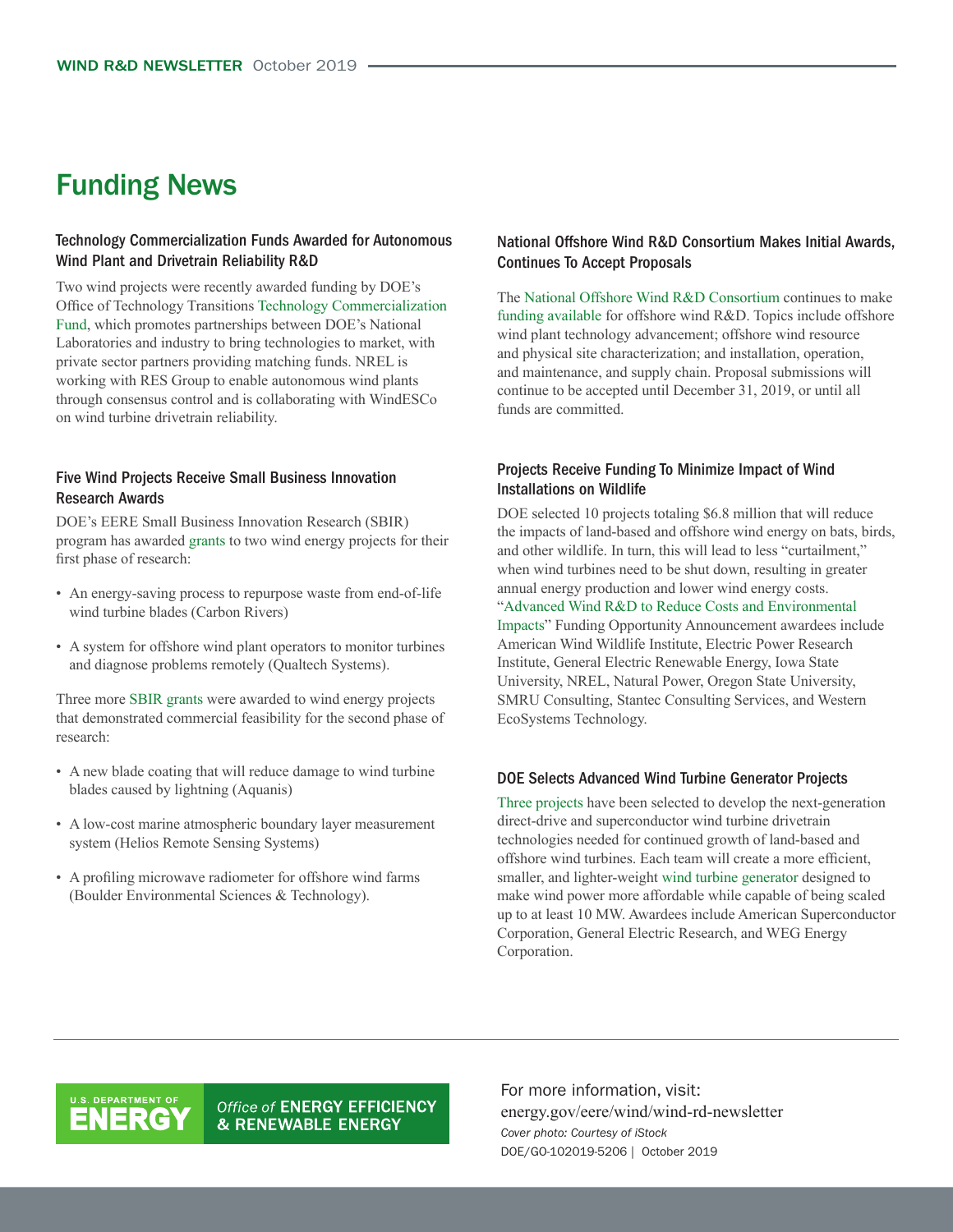# Funding News

### Technology Commercialization Funds Awarded for Autonomous Wind Plant and Drivetrain Reliability R&D

Two wind projects were recently awarded funding by DOE's Office of Technology Transitions Technology Commercialization Fund, which promotes partnerships between DOE's National Laboratories and industry to bring technologies to market, with private sector partners providing matching funds. NREL is working with RES Group to enable autonomous wind plants through consensus control and is collaborating with WindESCo on wind turbine drivetrain reliability.

### Five Wind Projects Receive Small Business Innovation Research Awards

DOE's EERE Small Business Innovation Research (SBIR) program has awarded grants to two wind energy projects for their first phase of research:

- An energy-saving process to repurpose waste from end-of-life wind turbine blades (Carbon Rivers)
- A system for offshore wind plant operators to monitor turbines and diagnose problems remotely (Qualtech Systems).

Three more SBIR grants were awarded to wind energy projects that demonstrated commercial feasibility for the second phase of research:

- A new blade coating that will reduce damage to wind turbine blades caused by lightning (Aquanis)
- A low-cost marine atmospheric boundary layer measurement system (Helios Remote Sensing Systems)
- A profiling microwave radiometer for offshore wind farms (Boulder Environmental Sciences & Technology).

### National Offshore Wind R&D Consortium Makes Initial Awards, Continues To Accept Proposals

The National Offshore Wind R&D Consortium continues to make funding available for offshore wind R&D. Topics include offshore wind plant technology advancement; offshore wind resource and physical site characterization; and installation, operation, and maintenance, and supply chain. Proposal submissions will continue to be accepted until December 31, 2019, or until all funds are committed.

### Projects Receive Funding To Minimize Impact of Wind Installations on Wildlife

DOE selected 10 projects totaling $6.8 million that will reduce the impacts of land-based and offshore wind energy on bats, birds, and other wildlife. In turn, this will lead to less "curtailment," when wind turbines need to be shut down, resulting in greater annual energy production and lower wind energy costs. "Advanced Wind R&D to Reduce Costs and Environmental Impacts" Funding Opportunity Announcement awardees include American Wind Wildlife Institute, Electric Power Research Institute, General Electric Renewable Energy, Iowa State University, NREL, Natural Power, Oregon State University, SMRU Consulting, Stantec Consulting Services, and Western EcoSystems Technology.

### DOE Selects Advanced Wind Turbine Generator Projects

Three projects have been selected to develop the next-generation direct-drive and superconductor wind turbine drivetrain technologies needed for continued growth of land-based and offshore wind turbines. Each team will create a more efficient, smaller, and lighter-weight wind turbine generator designed to make wind power more affordable while capable of being scaled up to at least 10 MW. Awardees include American Superconductor Corporation, General Electric Research, and WEG Energy Corporation.

U.S. DEPARTMENT OF ENERGY | Office of ENERGY EFFICIENCY & RENEWABLE ENERGY

For more information, visit:
energy.gov/eere/wind/wind-rd-newsletter

*Cover photo: Courtesy of iStock*

DOE/GO-102019-5206 | October 2019